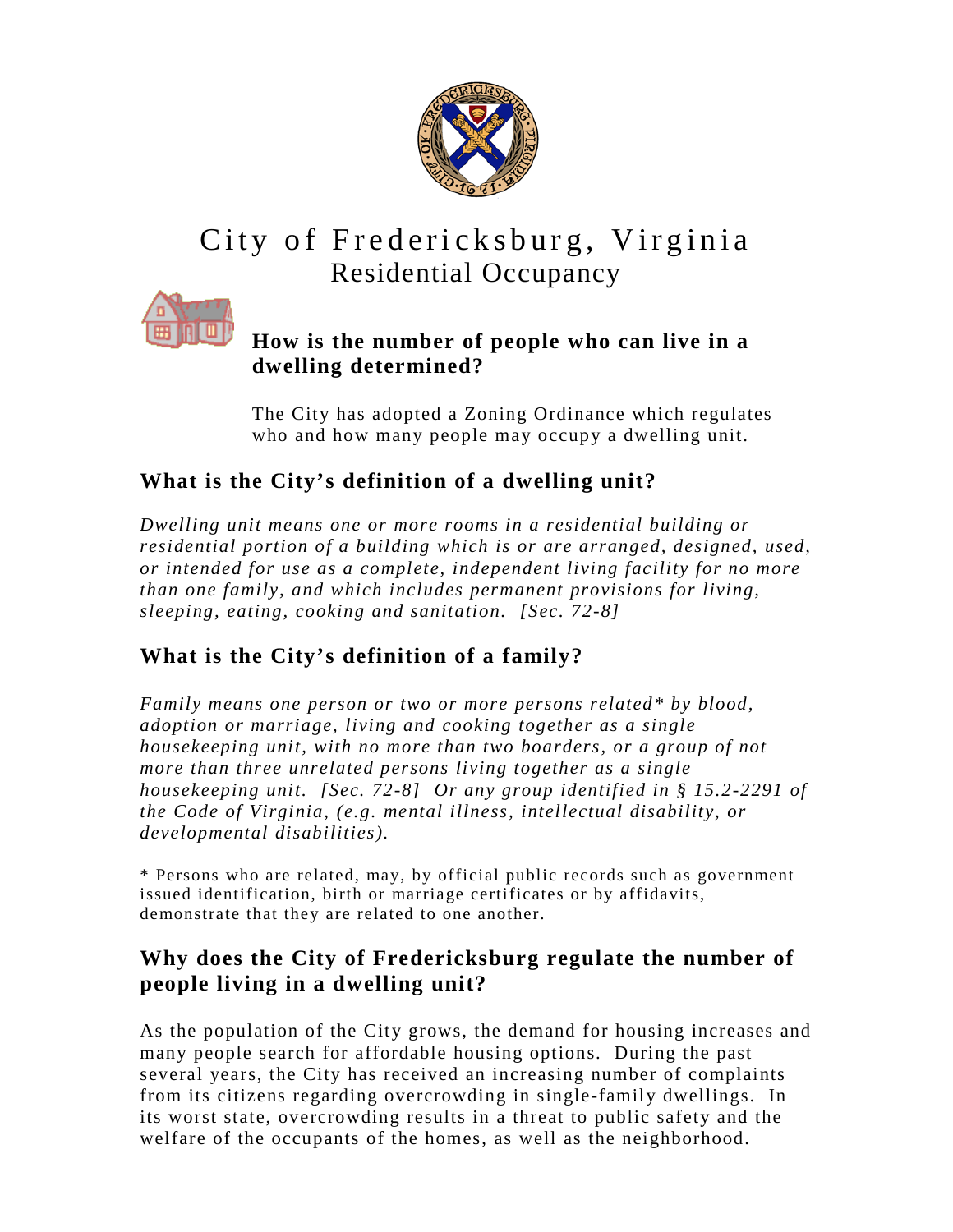# City of Fredericksburg, Virginia

## Residential Occupancy

### How is the number of people who can live in a dwelling determined?

The City has adopted a Zoning Ordinance which regulates who and how many people may occupy a dwelling unit.

### What is the City's definition of a dwelling unit?

*Dwelling unit means one or more rooms in a residential building or residential portion of a building which is or are arranged, designed, used, or intended for use as a complete, independent living facility for no more than one family, and which includes permanent provisions for living, sleeping, eating, cooking and sanitation. [Sec. 72-8]*

### What is the City's definition of a family?

*Family means one person or two or more persons related* by blood, adoption or marriage, living and cooking together as a single housekeeping unit, with no more than two boarders, or a group of not more than three unrelated persons living together as a single housekeeping unit. [Sec. 72-8] Or any group identified in § 15.2-2291 of the Code of Virginia, (e.g. mental illness, intellectual disability, or developmental disabilities).*

* Persons who are related, may, by official public records such as government issued identification, birth or marriage certificates or by affidavits, demonstrate that they are related to one another.

### Why does the City of Fredericksburg regulate the number of people living in a dwelling unit?

As the population of the City grows, the demand for housing increases and many people search for affordable housing options. During the past several years, the City has received an increasing number of complaints from its citizens regarding overcrowding in single-family dwellings. In its worst state, overcrowding results in a threat to public safety and the welfare of the occupants of the homes, as well as the neighborhood.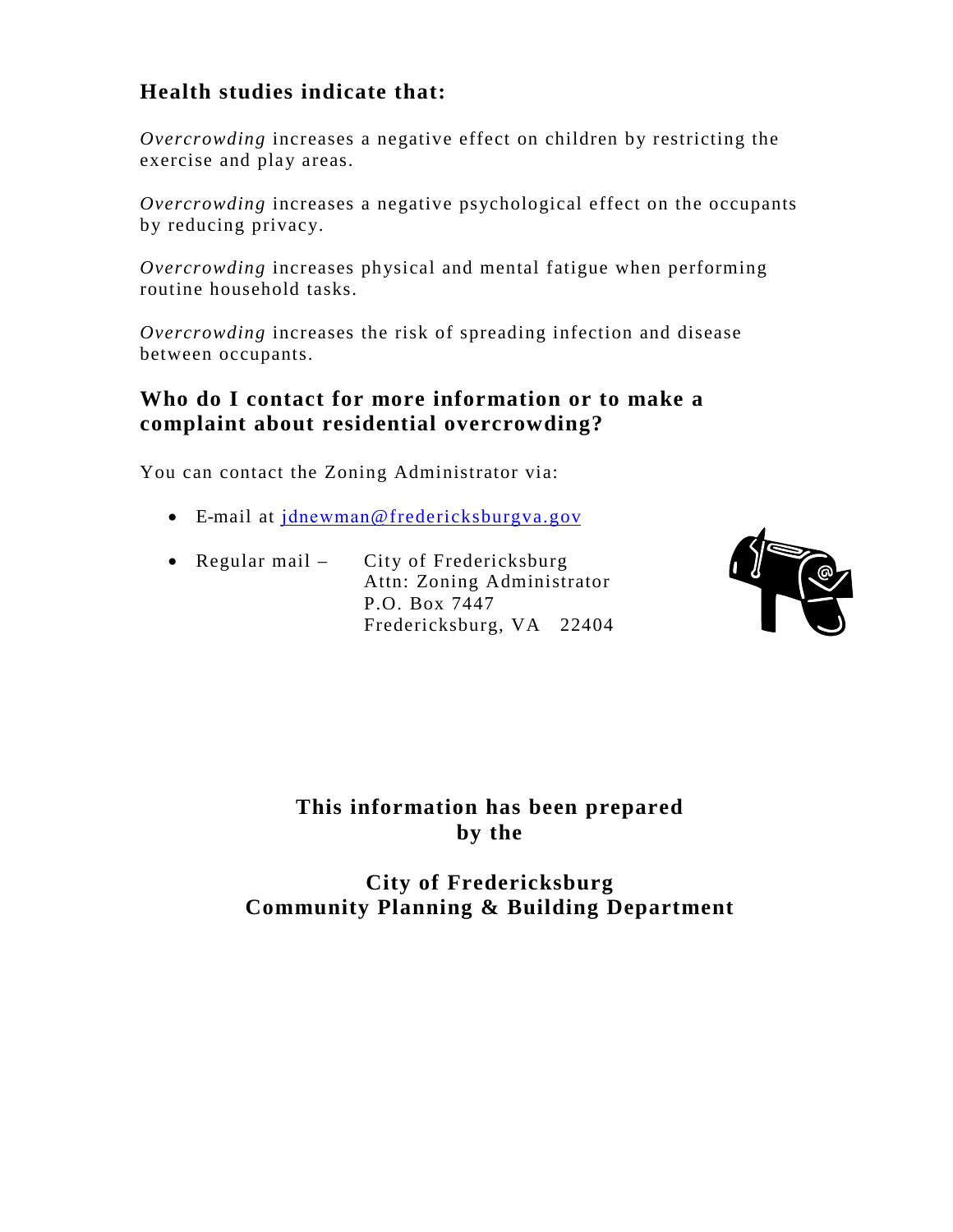## Health studies indicate that:

*Overcrowding* increases a negative effect on children by restricting the exercise and play areas.

*Overcrowding* increases a negative psychological effect on the occupants by reducing privacy.

*Overcrowding* increases physical and mental fatigue when performing routine household tasks.

*Overcrowding* increases the risk of spreading infection and disease between occupants.

## Who do I contact for more information or to make a complaint about residential overcrowding?

You can contact the Zoning Administrator via:

- E-mail at jdnewman@fredericksburgva.gov
- Regular mail – City of Fredericksburg
  Attn: Zoning Administrator
  P.O. Box 7447
  Fredericksburg, VA 22404

**This information has been prepared by the**

**City of Fredericksburg**
**Community Planning & Building Department**